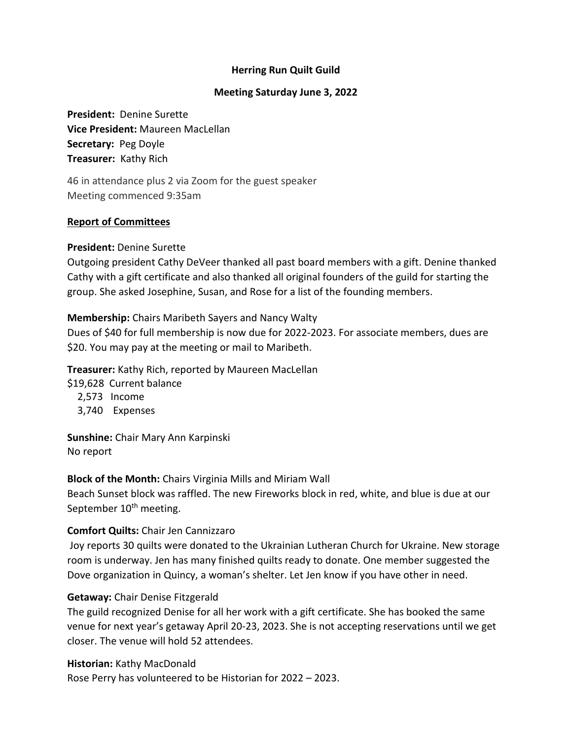**Herring Run Quilt Guild**

**Meeting Saturday June 3, 2022**

**President:** Denine Surette
**Vice President:** Maureen MacLellan
**Secretary:** Peg Doyle
**Treasurer:** Kathy Rich

46 in attendance plus 2 via Zoom for the guest speaker
Meeting commenced 9:35am

**Report of Committees**

**President:** Denine Surette
Outgoing president Cathy DeVeer thanked all past board members with a gift. Denine thanked Cathy with a gift certificate and also thanked all original founders of the guild for starting the group. She asked Josephine, Susan, and Rose for a list of the founding members.

**Membership:** Chairs Maribeth Sayers and Nancy Walty
Dues of $40 for full membership is now due for 2022-2023. For associate members, dues are $20. You may pay at the meeting or mail to Maribeth.

**Treasurer:** Kathy Rich, reported by Maureen MacLellan
$19,628 Current balance
2,573 Income
3,740 Expenses

**Sunshine:** Chair Mary Ann Karpinski
No report

**Block of the Month:** Chairs Virginia Mills and Miriam Wall
Beach Sunset block was raffled. The new Fireworks block in red, white, and blue is due at our September 10th meeting.

**Comfort Quilts:** Chair Jen Cannizzaro
Joy reports 30 quilts were donated to the Ukrainian Lutheran Church for Ukraine. New storage room is underway. Jen has many finished quilts ready to donate. One member suggested the Dove organization in Quincy, a woman's shelter. Let Jen know if you have other in need.

**Getaway:** Chair Denise Fitzgerald
The guild recognized Denise for all her work with a gift certificate. She has booked the same venue for next year's getaway April 20-23, 2023. She is not accepting reservations until we get closer. The venue will hold 52 attendees.

**Historian:** Kathy MacDonald
Rose Perry has volunteered to be Historian for 2022 – 2023.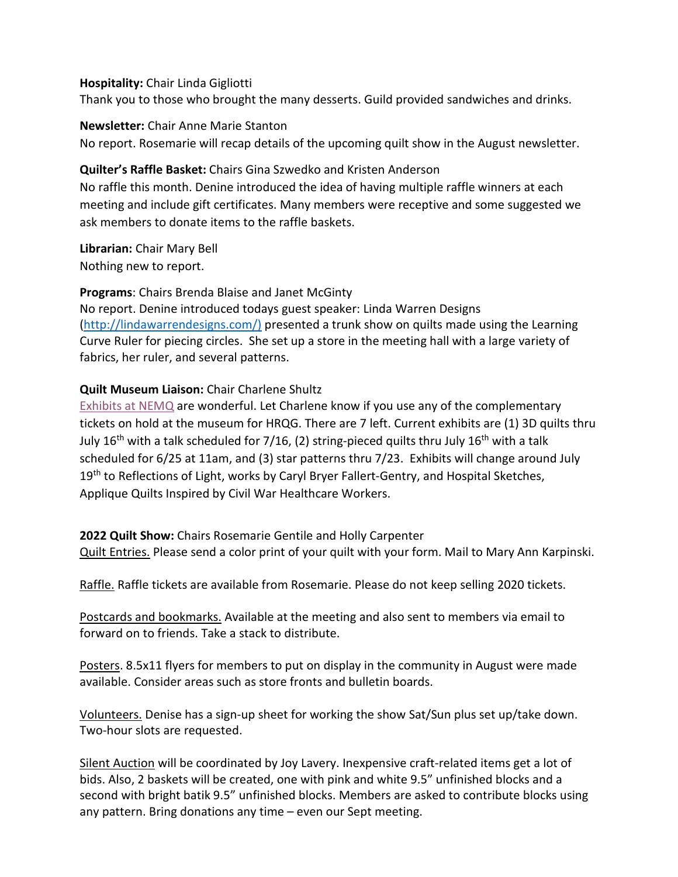**Hospitality:** Chair Linda Gigliotti
Thank you to those who brought the many desserts. Guild provided sandwiches and drinks.

**Newsletter:** Chair Anne Marie Stanton
No report. Rosemarie will recap details of the upcoming quilt show in the August newsletter.

**Quilter's Raffle Basket:** Chairs Gina Szwedko and Kristen Anderson
No raffle this month. Denine introduced the idea of having multiple raffle winners at each meeting and include gift certificates. Many members were receptive and some suggested we ask members to donate items to the raffle baskets.

**Librarian:** Chair Mary Bell
Nothing new to report.

**Programs**: Chairs Brenda Blaise and Janet McGinty
No report. Denine introduced todays guest speaker: Linda Warren Designs (http://lindawarrendesigns.com/) presented a trunk show on quilts made using the Learning Curve Ruler for piecing circles. She set up a store in the meeting hall with a large variety of fabrics, her ruler, and several patterns.

**Quilt Museum Liaison:** Chair Charlene Shultz
Exhibits at NEMQ are wonderful. Let Charlene know if you use any of the complementary tickets on hold at the museum for HRQG. There are 7 left. Current exhibits are (1) 3D quilts thru July 16th with a talk scheduled for 7/16, (2) string-pieced quilts thru July 16th with a talk scheduled for 6/25 at 11am, and (3) star patterns thru 7/23. Exhibits will change around July 19th to Reflections of Light, works by Caryl Bryer Fallert-Gentry, and Hospital Sketches, Applique Quilts Inspired by Civil War Healthcare Workers.

**2022 Quilt Show:** Chairs Rosemarie Gentile and Holly Carpenter
Quilt Entries. Please send a color print of your quilt with your form. Mail to Mary Ann Karpinski.

Raffle. Raffle tickets are available from Rosemarie. Please do not keep selling 2020 tickets.

Postcards and bookmarks. Available at the meeting and also sent to members via email to forward on to friends. Take a stack to distribute.

Posters. 8.5x11 flyers for members to put on display in the community in August were made available. Consider areas such as store fronts and bulletin boards.

Volunteers. Denise has a sign-up sheet for working the show Sat/Sun plus set up/take down. Two-hour slots are requested.

Silent Auction will be coordinated by Joy Lavery. Inexpensive craft-related items get a lot of bids. Also, 2 baskets will be created, one with pink and white 9.5" unfinished blocks and a second with bright batik 9.5" unfinished blocks. Members are asked to contribute blocks using any pattern. Bring donations any time – even our Sept meeting.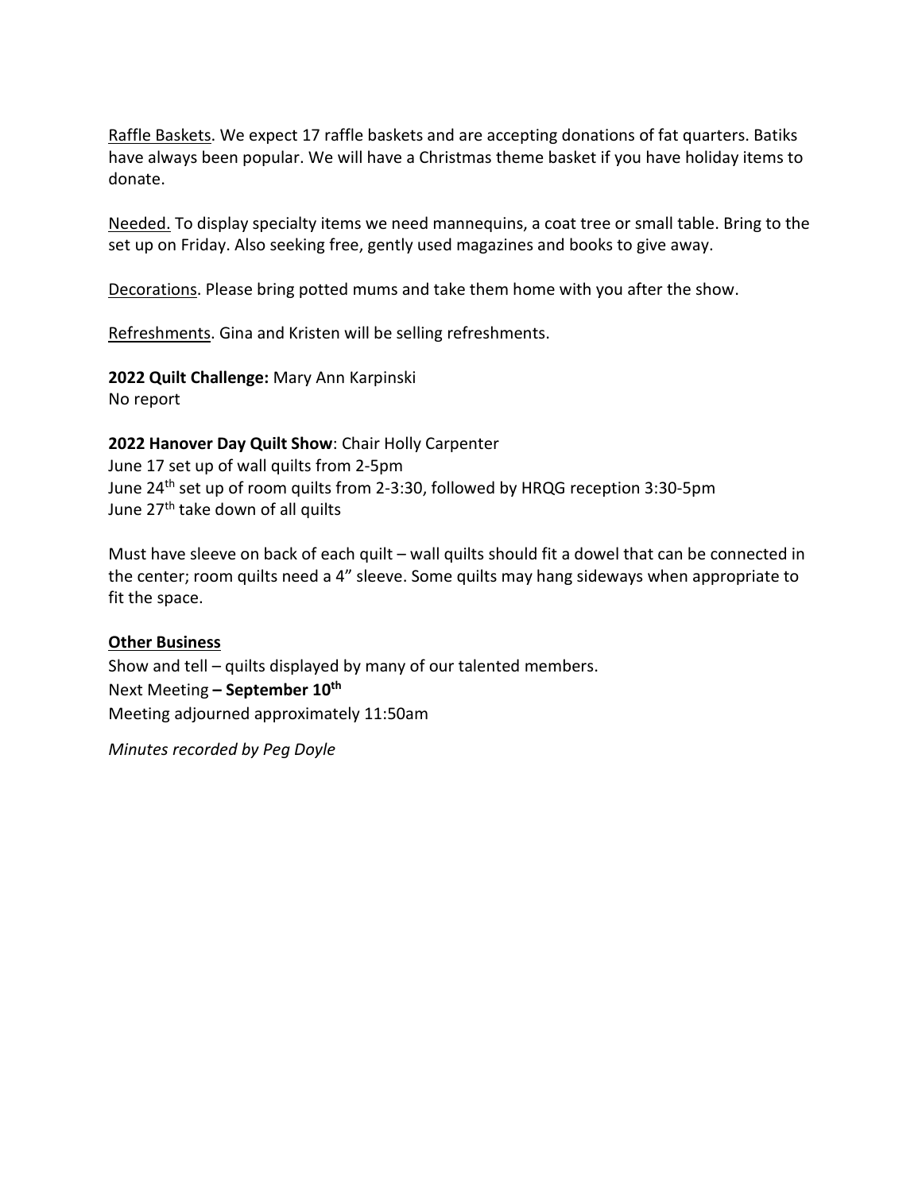Raffle Baskets. We expect 17 raffle baskets and are accepting donations of fat quarters. Batiks have always been popular. We will have a Christmas theme basket if you have holiday items to donate.

Needed. To display specialty items we need mannequins, a coat tree or small table. Bring to the set up on Friday. Also seeking free, gently used magazines and books to give away.

Decorations. Please bring potted mums and take them home with you after the show.

Refreshments. Gina and Kristen will be selling refreshments.

**2022 Quilt Challenge:** Mary Ann Karpinski
No report

**2022 Hanover Day Quilt Show**: Chair Holly Carpenter
June 17 set up of wall quilts from 2-5pm
June 24th set up of room quilts from 2-3:30, followed by HRQG reception 3:30-5pm
June 27th take down of all quilts

Must have sleeve on back of each quilt – wall quilts should fit a dowel that can be connected in the center; room quilts need a 4" sleeve. Some quilts may hang sideways when appropriate to fit the space.

**Other Business**
Show and tell – quilts displayed by many of our talented members.
Next Meeting **– September 10th**
Meeting adjourned approximately 11:50am

*Minutes recorded by Peg Doyle*